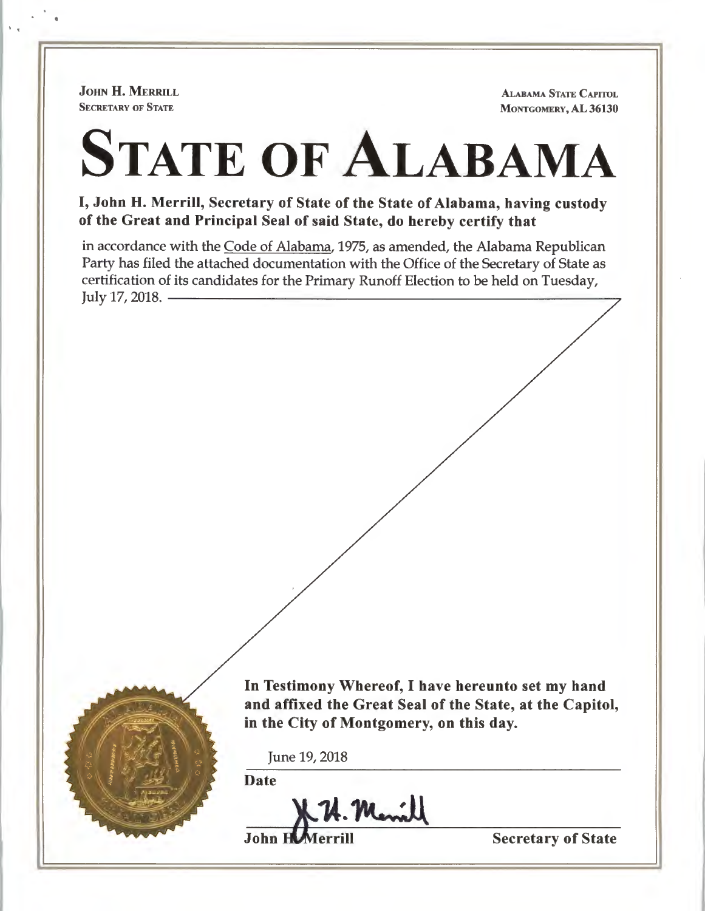**JOHN H. MERRILL**
SECRETARY OF STATE

ALABAMA STATE CAPITOL
MONTGOMERY, AL 36130

# STATE OF ALABAMA

**I, John H. Merrill, Secretary of State of the State of Alabama, having custody of the Great and Principal Seal of said State, do hereby certify that**

in accordance with the Code of Alabama, 1975, as amended, the Alabama Republican Party has filed the attached documentation with the Office of the Secretary of State as certification of its candidates for the Primary Runoff Election to be held on Tuesday, July 17, 2018.

**In Testimony Whereof, I have hereunto set my hand and affixed the Great Seal of the State, at the Capitol, in the City of Montgomery, on this day.**

June 19, 2018

**Date**

J. H. Merrill

**John H. Merrill** **Secretary of State**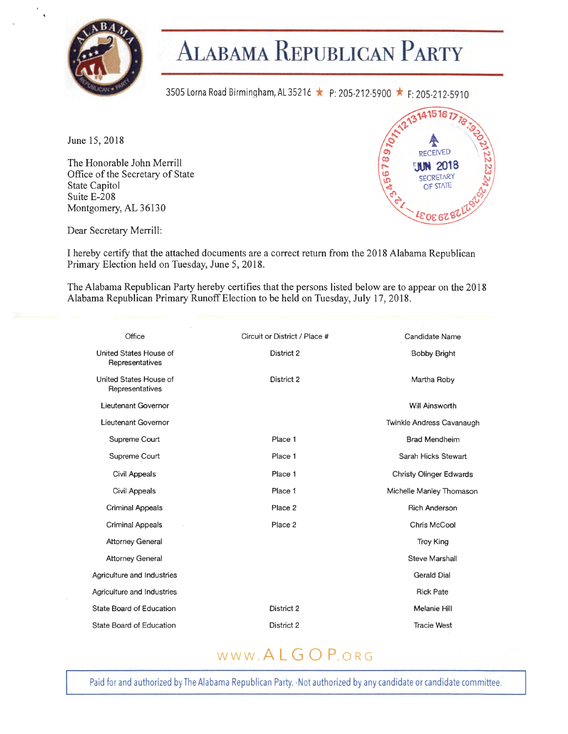# Alabama Republican Party

3505 Lorna Road Birmingham, AL 35216 ★ P: 205-212-5900 ★ F: 205-212-5910

RECEIVED
JUN 2018
SECRETARY OF STATE

June 15, 2018

The Honorable John Merrill
Office of the Secretary of State
State Capitol
Suite E-208
Montgomery, AL 36130

Dear Secretary Merrill:

I hereby certify that the attached documents are a correct return from the 2018 Alabama Republican Primary Election held on Tuesday, June 5, 2018.

The Alabama Republican Party hereby certifies that the persons listed below are to appear on the 2018 Alabama Republican Primary Runoff Election to be held on Tuesday, July 17, 2018.

| Office | Circuit or District / Place # | Candidate Name |
|---|---|---|
| United States House of Representatives | District 2 | Bobby Bright |
| United States House of Representatives | District 2 | Martha Roby |
| Lieutenant Governor | | Will Ainsworth |
| Lieutenant Governor | | Twinkle Andress Cavanaugh |
| Supreme Court | Place 1 | Brad Mendheim |
| Supreme Court | Place 1 | Sarah Hicks Stewart |
| Civil Appeals | Place 1 | Christy Olinger Edwards |
| Civil Appeals | Place 1 | Michelle Manley Thomason |
| Criminal Appeals | Place 2 | Rich Anderson |
| Criminal Appeals | Place 2 | Chris McCool |
| Attorney General | | Troy King |
| Attorney General | | Steve Marshall |
| Agriculture and Industries | | Gerald Dial |
| Agriculture and Industries | | Rick Pate |
| State Board of Education | District 2 | Melanie Hill |
| State Board of Education | District 2 | Tracie West |

WWW.ALGOP.ORG

Paid for and authorized by The Alabama Republican Party. -Not authorized by any candidate or candidate committee.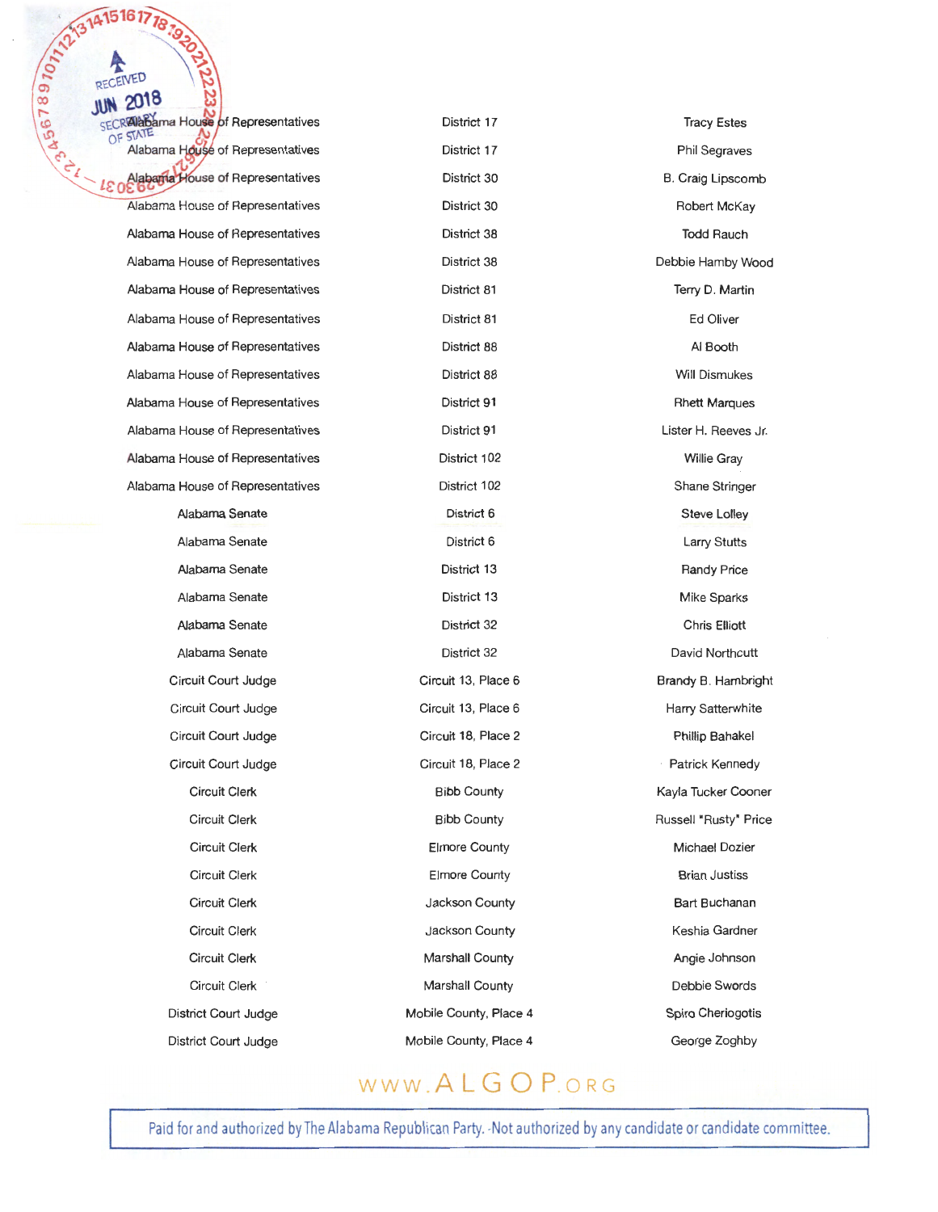RECEIVED JUN 2018 SECRETARY OF STATE

| | | |
|---|---|---|
| Alabama House of Representatives | District 17 | Tracy Estes |
| Alabama House of Representatives | District 17 | Phil Segraves |
| Alabama House of Representatives | District 30 | B. Craig Lipscomb |
| Alabama House of Representatives | District 30 | Robert McKay |
| Alabama House of Representatives | District 38 | Todd Rauch |
| Alabama House of Representatives | District 38 | Debbie Hamby Wood |
| Alabama House of Representatives | District 81 | Terry D. Martin |
| Alabama House of Representatives | District 81 | Ed Oliver |
| Alabama House of Representatives | District 88 | Al Booth |
| Alabama House of Representatives | District 88 | Will Dismukes |
| Alabama House of Representatives | District 91 | Rhett Marques |
| Alabama House of Representatives | District 91 | Lister H. Reeves Jr. |
| Alabama House of Representatives | District 102 | Willie Gray |
| Alabama House of Representatives | District 102 | Shane Stringer |
| Alabama Senate | District 6 | Steve Lolley |
| Alabama Senate | District 6 | Larry Stutts |
| Alabama Senate | District 13 | Randy Price |
| Alabama Senate | District 13 | Mike Sparks |
| Alabama Senate | District 32 | Chris Elliott |
| Alabama Senate | District 32 | David Northcutt |
| Circuit Court Judge | Circuit 13, Place 6 | Brandy B. Hambright |
| Circuit Court Judge | Circuit 13, Place 6 | Harry Satterwhite |
| Circuit Court Judge | Circuit 18, Place 2 | Phillip Bahakel |
| Circuit Court Judge | Circuit 18, Place 2 | Patrick Kennedy |
| Circuit Clerk | Bibb County | Kayla Tucker Cooner |
| Circuit Clerk | Bibb County | Russell "Rusty" Price |
| Circuit Clerk | Elmore County | Michael Dozier |
| Circuit Clerk | Elmore County | Brian Justiss |
| Circuit Clerk | Jackson County | Bart Buchanan |
| Circuit Clerk | Jackson County | Keshia Gardner |
| Circuit Clerk | Marshall County | Angie Johnson |
| Circuit Clerk | Marshall County | Debbie Swords |
| District Court Judge | Mobile County, Place 4 | Spiro Cheriogotis |
| District Court Judge | Mobile County, Place 4 | George Zoghby |

www.ALGOP.ORG

Paid for and authorized by The Alabama Republican Party. Not authorized by any candidate or candidate committee.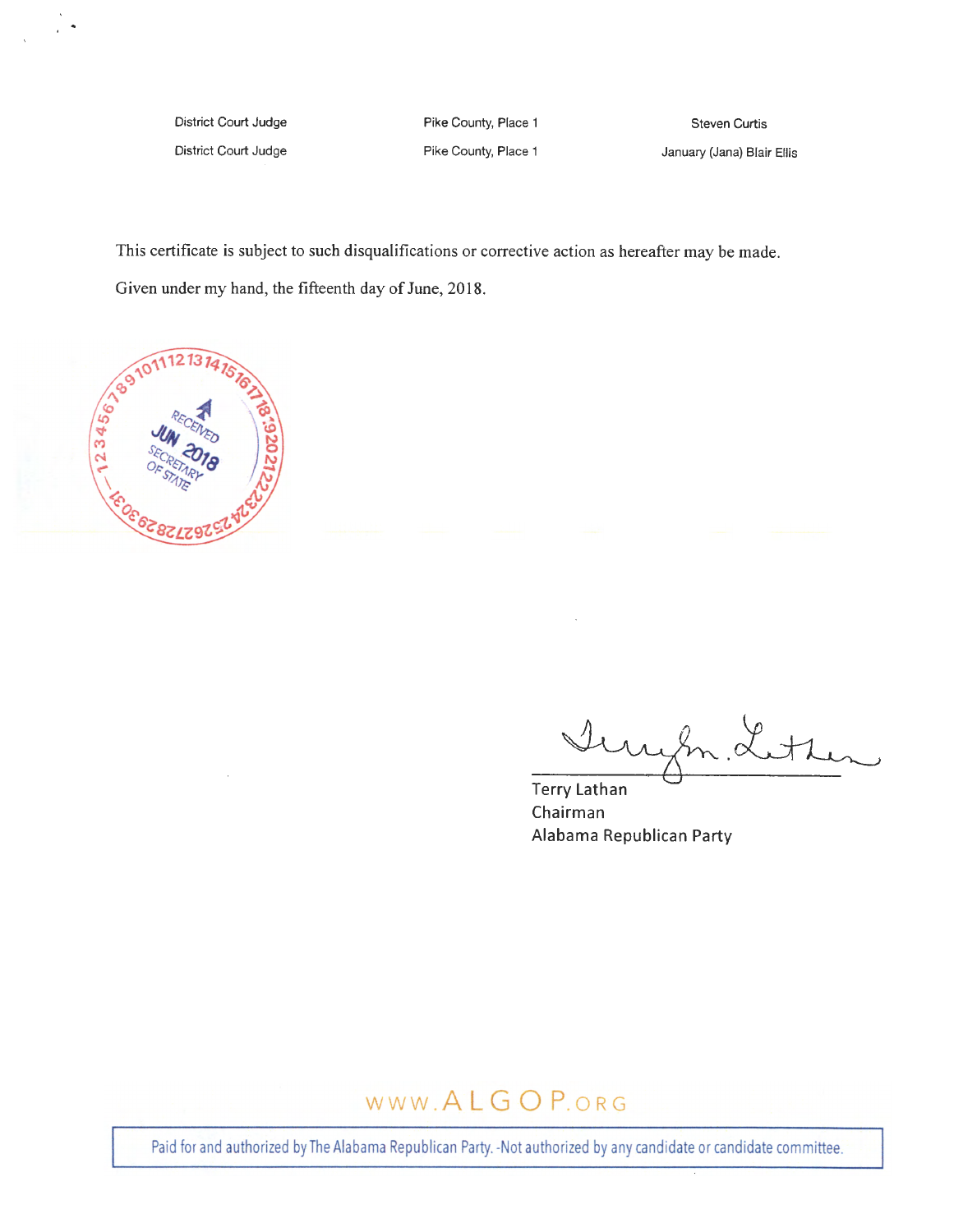| | | |
|---|---|---|
| District Court Judge | Pike County, Place 1 | Steven Curtis |
| District Court Judge | Pike County, Place 1 | January (Jana) Blair Ellis |

This certificate is subject to such disqualifications or corrective action as hereafter may be made.

Given under my hand, the fifteenth day of June, 2018.

RECEIVED JUN 2018 SECRETARY OF STATE

Terry Lathan
Chairman
Alabama Republican Party

www.ALGOP.ORG

Paid for and authorized by The Alabama Republican Party. -Not authorized by any candidate or candidate committee.